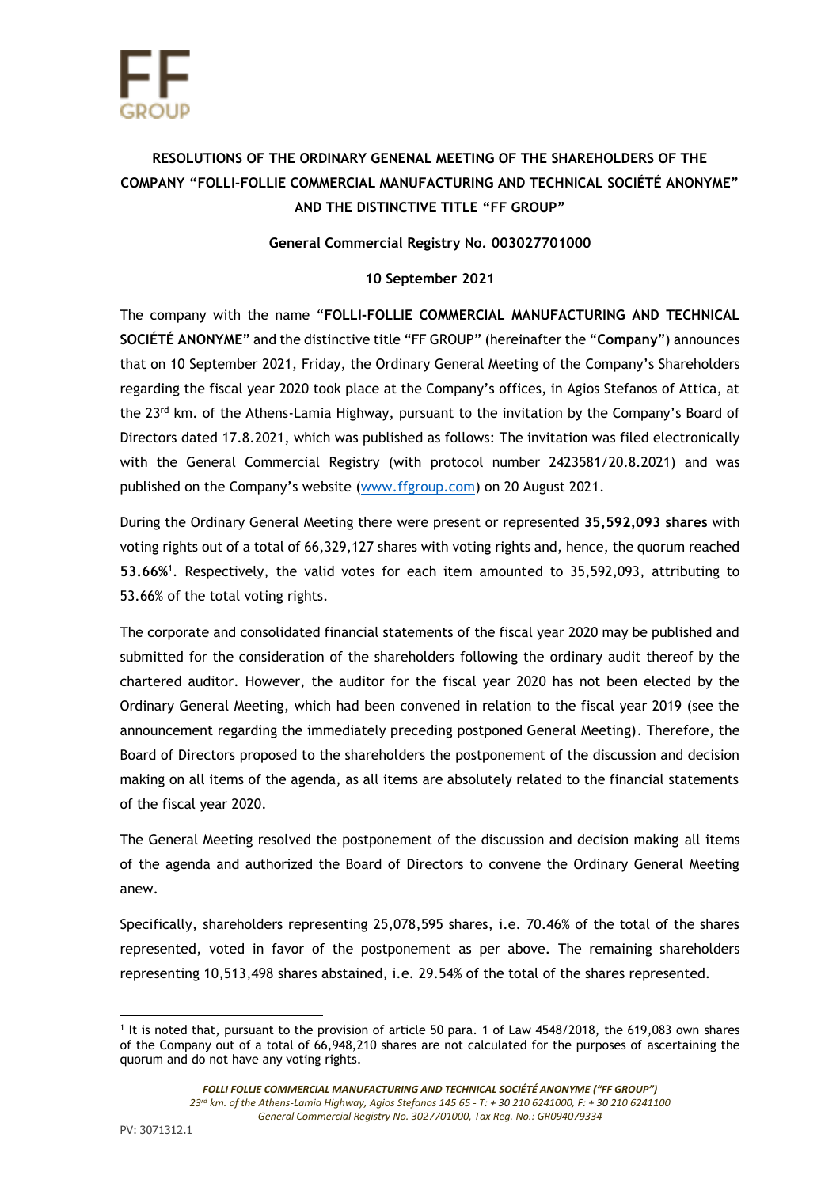# RESOLUTIONS OF THE ORDINARY GENENAL MEETING OF THE SHAREHOLDERS OF THE COMPANY "FOLLI-FOLLIE COMMERCIAL MANUFACTURING AND TECHNICAL SOCIÉTÉ ANONYME" AND THE DISTINCTIVE TITLE "FF GROUP"

**General Commercial Registry No. 003027701000**

**10 September 2021**

The company with the name "**FOLLI-FOLLIE COMMERCIAL MANUFACTURING AND TECHNICAL SOCIÉTÉ ANONYME**" and the distinctive title "FF GROUP" (hereinafter the "**Company**") announces that on 10 September 2021, Friday, the Ordinary General Meeting of the Company's Shareholders regarding the fiscal year 2020 took place at the Company's offices, in Agios Stefanos of Attica, at the 23rd km. of the Athens-Lamia Highway, pursuant to the invitation by the Company's Board of Directors dated 17.8.2021, which was published as follows: The invitation was filed electronically with the General Commercial Registry (with protocol number 2423581/20.8.2021) and was published on the Company's website (www.ffgroup.com) on 20 August 2021.

During the Ordinary General Meeting there were present or represented **35,592,093 shares** with voting rights out of a total of 66,329,127 shares with voting rights and, hence, the quorum reached **53.66%**[1]. Respectively, the valid votes for each item amounted to 35,592,093, attributing to 53.66% of the total voting rights.

The corporate and consolidated financial statements of the fiscal year 2020 may be published and submitted for the consideration of the shareholders following the ordinary audit thereof by the chartered auditor. However, the auditor for the fiscal year 2020 has not been elected by the Ordinary General Meeting, which had been convened in relation to the fiscal year 2019 (see the announcement regarding the immediately preceding postponed General Meeting). Therefore, the Board of Directors proposed to the shareholders the postponement of the discussion and decision making on all items of the agenda, as all items are absolutely related to the financial statements of the fiscal year 2020.

The General Meeting resolved the postponement of the discussion and decision making all items of the agenda and authorized the Board of Directors to convene the Ordinary General Meeting anew.

Specifically, shareholders representing 25,078,595 shares, i.e. 70.46% of the total of the shares represented, voted in favor of the postponement as per above. The remaining shareholders representing 10,513,498 shares abstained, i.e. 29.54% of the total of the shares represented.

[1] It is noted that, pursuant to the provision of article 50 para. 1 of Law 4548/2018, the 619,083 own shares of the Company out of a total of 66,948,210 shares are not calculated for the purposes of ascertaining the quorum and do not have any voting rights.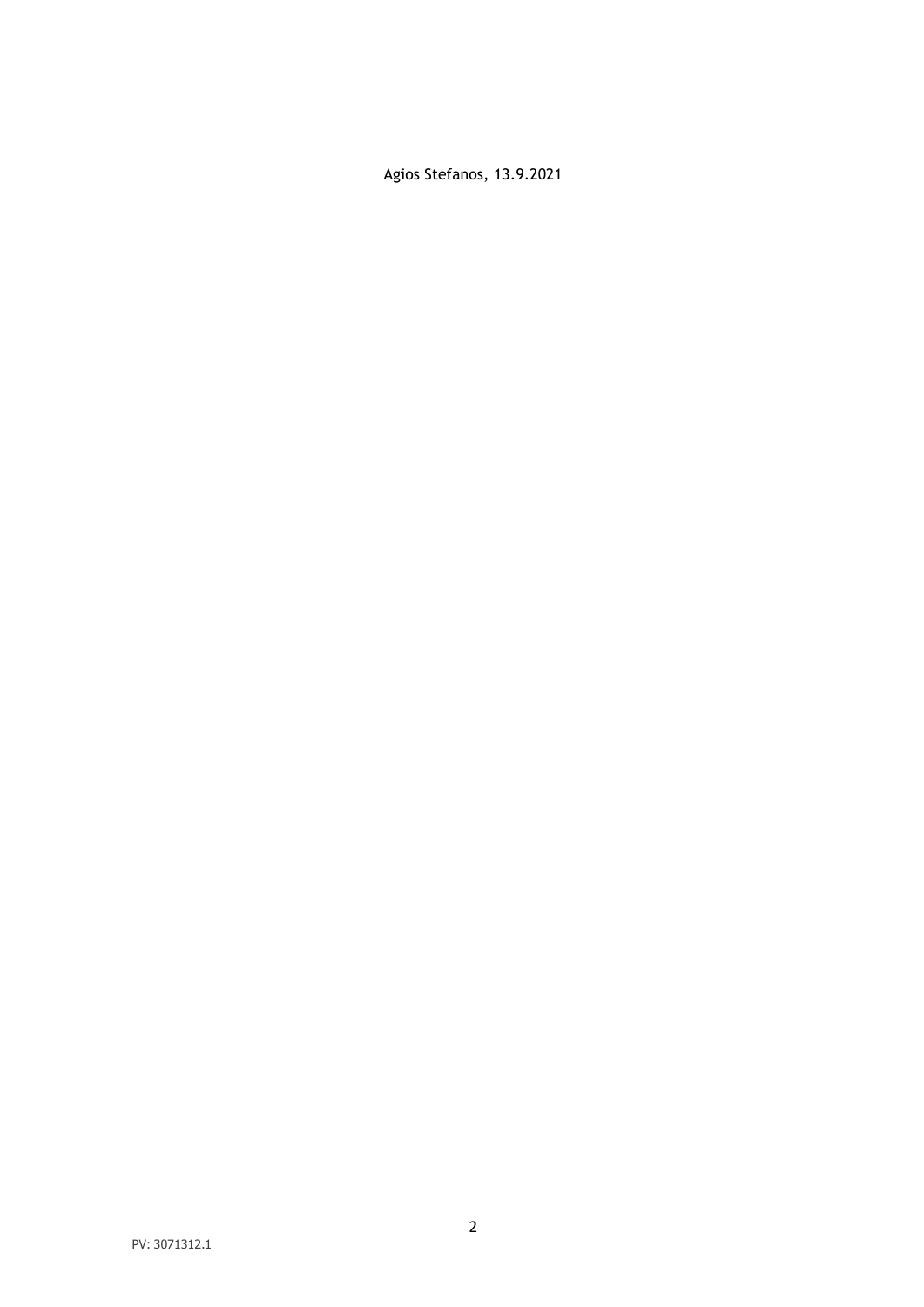Agios Stefanos, 13.9.2021

PV: 3071312.1